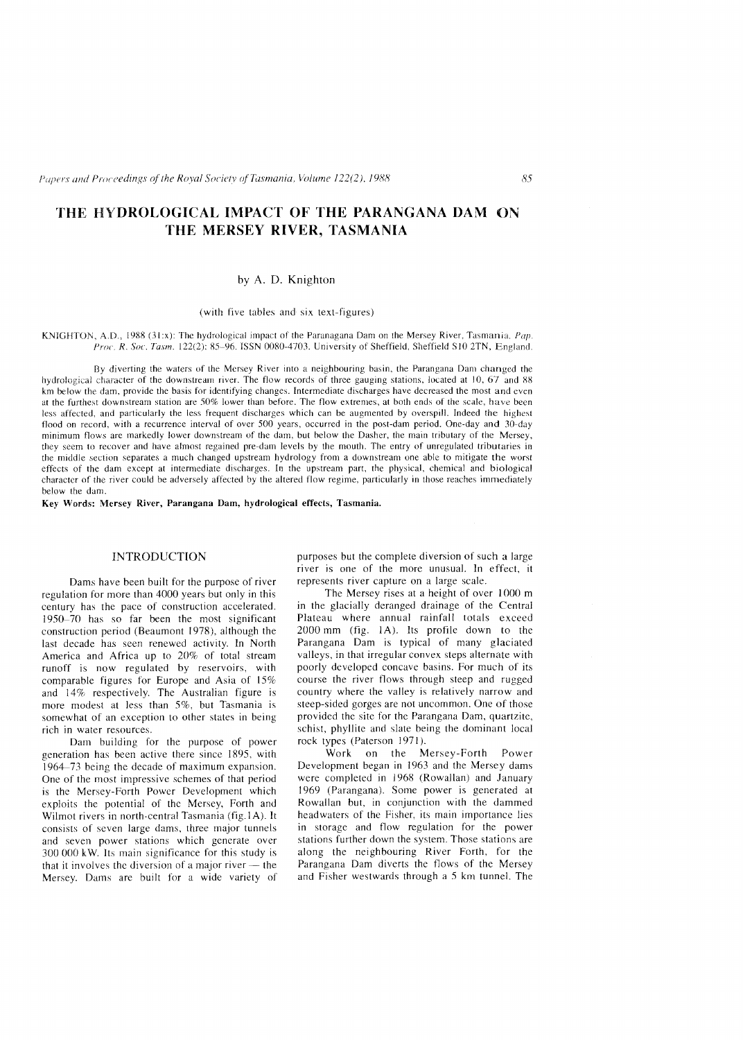# THE HYDROLOGICAL IMPACT OF THE PARANGANA DAM ON THE MERSEY RIVER, TASMANIA

by A. D. Knighton

(with five tables and six text-figures)

KNIGHTON, A.D., 1988 (31:x): The hydrological impact of the Parangana Dam on the Mersey River, Tasmania. *Pap. Proc. R. Soc. Tasm.* 122(2): 85–96. ISSN 0080-4703. University of Sheffield, Sheffield S10 2TN, England.

By diverting the waters of the Mersey River into a neighbouring basin, the Parangana Dam changed the hydrological character of the downstream river. The flow records of three gauging stations, located at 10, 67 and 88 km below the dam, provide the basis for identifying changes. Intermediate discharges have decreased the most and even at the furthest downstream station are 50% lower than before. The flow extremes, at both ends of the scale, have been less affected, and particularly the less frequent discharges which can be augmented by overspill. Indeed the highest flood on record, with a recurrence interval of over 500 years, occurred in the post-dam period. One-day and 30-day minimum flows are markedly lower downstream of the dam, but below the Dasher, the main tributary of the Mersey, they seem to recover and have almost regained pre-dam levels by the mouth. The entry of unregulated tributaries in the middle section separates a much changed upstream hydrology from a downstream one able to mitigate the worst effects of the dam except at intermediate discharges. In the upstream part, the physical, chemical and biological character of the river could be adversely affected by the altered flow regime, particularly in those reaches immediately below the dam.

**Key Words: Mersey River, Parangana Dam, hydrological effects, Tasmania.**

## INTRODUCTION

Dams have been built for the purpose of river regulation for more than 4000 years but only in this century has the pace of construction accelerated. 1950–70 has so far been the most significant construction period (Beaumont 1978), although the last decade has seen renewed activity. In North America and Africa up to 20% of total stream runoff is now regulated by reservoirs, with comparable figures for Europe and Asia of 15% and 14% respectively. The Australian figure is more modest at less than 5%, but Tasmania is somewhat of an exception to other states in being rich in water resources.

Dam building for the purpose of power generation has been active there since 1895, with 1964–73 being the decade of maximum expansion. One of the most impressive schemes of that period is the Mersey-Forth Power Development which exploits the potential of the Mersey, Forth and Wilmot rivers in north-central Tasmania (fig.1A). It consists of seven large dams, three major tunnels and seven power stations which generate over 300 000 kW. Its main significance for this study is that it involves the diversion of a major river — the Mersey. Dams are built for a wide variety of purposes but the complete diversion of such a large river is one of the more unusual. In effect, it represents river capture on a large scale.

The Mersey rises at a height of over 1000 m in the glacially deranged drainage of the Central Plateau where annual rainfall totals exceed 2000 mm (fig. 1A). Its profile down to the Parangana Dam is typical of many glaciated valleys, in that irregular convex steps alternate with poorly developed concave basins. For much of its course the river flows through steep and rugged country where the valley is relatively narrow and steep-sided gorges are not uncommon. One of those provided the site for the Parangana Dam, quartzite, schist, phyllite and slate being the dominant local rock types (Paterson 1971).

Work on the Mersey-Forth Power Development began in 1963 and the Mersey dams were completed in 1968 (Rowallan) and January 1969 (Parangana). Some power is generated at Rowallan but, in conjunction with the dammed headwaters of the Fisher, its main importance lies in storage and flow regulation for the power stations further down the system. Those stations are along the neighbouring River Forth, for the Parangana Dam diverts the flows of the Mersey and Fisher westwards through a 5 km tunnel. The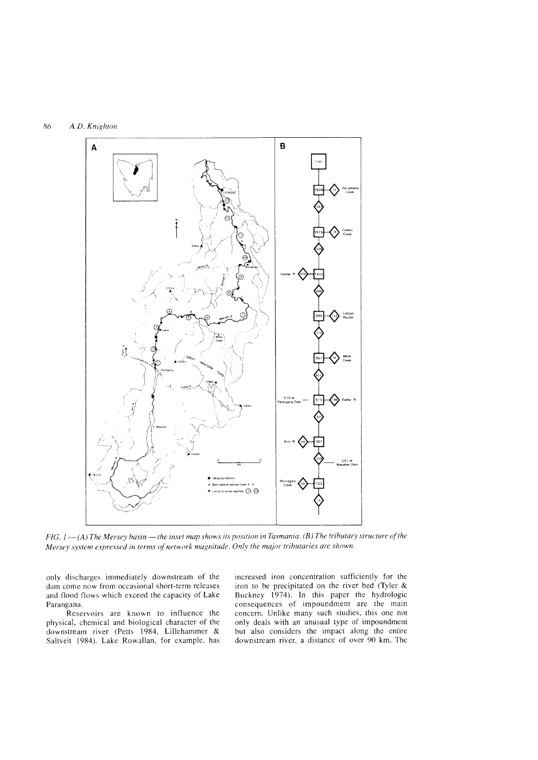FIG. 1 — (A) The Mersey basin — the inset map shows its position in Tasmania. (B) The tributary structure of the Mersey system expressed in terms of network magnitude. Only the major tributaries are shown.

only discharges immediately downstream of the dam come now from occasional short-term releases and flood flows which exceed the capacity of Lake Parangana.

Reservoirs are known to influence the physical, chemical and biological character of the downstream river (Petts 1984, Lillehammer & Saltveit 1984). Lake Rowallan, for example, has increased iron concentration sufficiently for the iron to be precipitated on the river bed (Tyler & Buckney 1974). In this paper the hydrologic consequences of impoundment are the main concern. Unlike many such studies, this one not only deals with an unusual type of impoundment but also considers the impact along the entire downstream river, a distance of over 90 km. The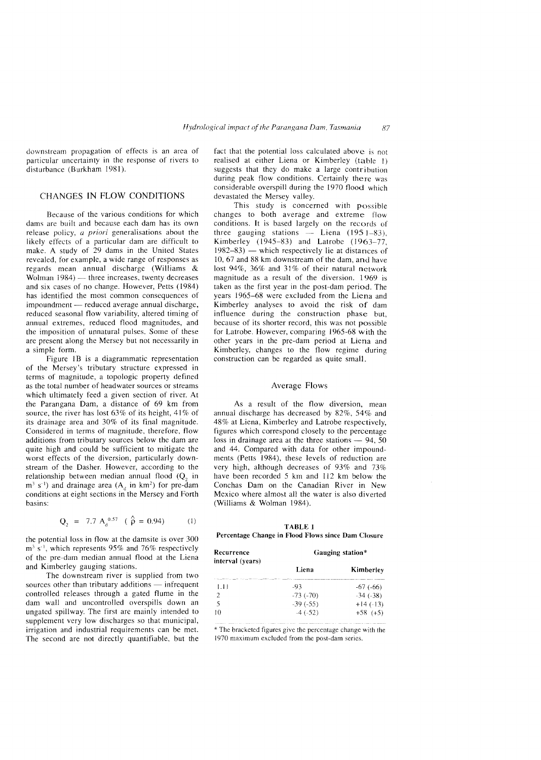downstream propagation of effects is an area of particular uncertainty in the response of rivers to disturbance (Burkham 1981).

## CHANGES IN FLOW CONDITIONS

Because of the various conditions for which dams are built and because each dam has its own release policy, *a priori* generalisations about the likely effects of a particular dam are difficult to make. A study of 29 dams in the United States revealed, for example, a wide range of responses as regards mean annual discharge (Williams & Wolman 1984) — three increases, twenty decreases and six cases of no change. However, Petts (1984) has identified the most common consequences of impoundment — reduced average annual discharge, reduced seasonal flow variability, altered timing of annual extremes, reduced flood magnitudes, and the imposition of unnatural pulses. Some of these are present along the Mersey but not necessarily in a simple form.

Figure 1B is a diagrammatic representation of the Mersey's tributary structure expressed in terms of magnitude, a topologic property defined as the total number of headwater sources or streams which ultimately feed a given section of river. At the Parangana Dam, a distance of 69 km from source, the river has lost 63% of its height, 41% of its drainage area and 30% of its final magnitude. Considered in terms of magnitude, therefore, flow additions from tributary sources below the dam are quite high and could be sufficient to mitigate the worst effects of the diversion, particularly downstream of the Dasher. However, according to the relationship between median annual flood ($Q_2$ in $m^3\ s^{-1}$) and drainage area ($A_d$ in $km^2$) for pre-dam conditions at eight sections in the Mersey and Forth basins:

$$Q_2 = 7.7\ A_d^{0.57} \quad (\hat{\rho} = 0.94) \qquad (1)$$

the potential loss in flow at the damsite is over 300 $m^3\ s^{-1}$, which represents 95% and 76% respectively of the pre-dam median annual flood at the Liena and Kimberley gauging stations.

The downstream river is supplied from two sources other than tributary additions — infrequent controlled releases through a gated flume in the dam wall and uncontrolled overspills down an ungated spillway. The first are mainly intended to supplement very low discharges so that municipal, irrigation and industrial requirements can be met. The second are not directly quantifiable, but the fact that the potential loss calculated above is not realised at either Liena or Kimberley (table 1) suggests that they do make a large contribution during peak flow conditions. Certainly there was considerable overspill during the 1970 flood which devastated the Mersey valley.

This study is concerned with possible changes to both average and extreme flow conditions. It is based largely on the records of three gauging stations — Liena (1951–83), Kimberley (1945–83) and Latrobe (1963–77, 1982–83) — which respectively lie at distances of 10, 67 and 88 km downstream of the dam, and have lost 94%, 36% and 31% of their natural network magnitude as a result of the diversion. 1969 is taken as the first year in the post-dam period. The years 1965–68 were excluded from the Liena and Kimberley analyses to avoid the risk of dam influence during the construction phase but, because of its shorter record, this was not possible for Latrobe. However, comparing 1965-68 with the other years in the pre-dam period at Liena and Kimberley, changes to the flow regime during construction can be regarded as quite small.

### Average Flows

As a result of the flow diversion, mean annual discharge has decreased by 82%, 54% and 48% at Liena, Kimberley and Latrobe respectively, figures which correspond closely to the percentage loss in drainage area at the three stations — 94, 50 and 44. Compared with data for other impoundments (Petts 1984), these levels of reduction are very high, although decreases of 93% and 73% have been recorded 5 km and 112 km below the Conchas Dam on the Canadian River in New Mexico where almost all the water is also diverted (Williams & Wolman 1984).

**TABLE 1**
**Percentage Change in Flood Flows since Dam Closure**

| Recurrence interval (years) | Gauging station* | |
|---|---|---|
| | Liena | Kimberley |
| 1.11 | -93 | -67 (-66) |
| 2 | -73 (-70) | -34 (-38) |
| 5 | -39 (-55) | +14 (-13) |
| 10 | -4 (-52) | +58 (+5) |

\* The bracketed figures give the percentage change with the 1970 maximum excluded from the post-dam series.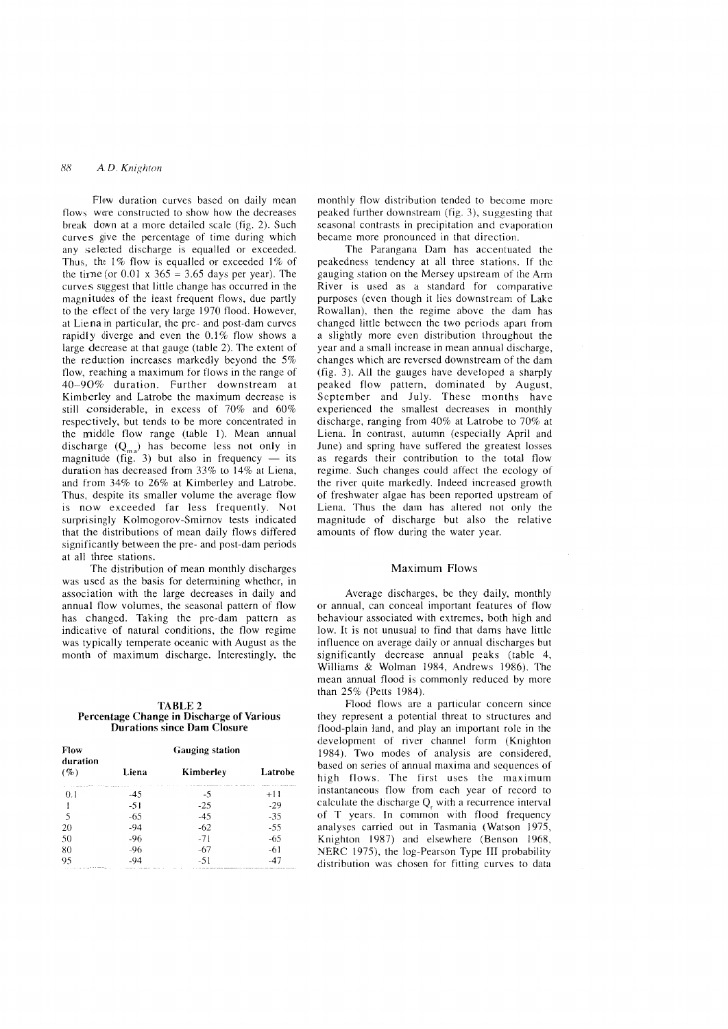Flow duration curves based on daily mean flows were constructed to show how the decreases break down at a more detailed scale (fig. 2). Such curves give the percentage of time during which any selected discharge is equalled or exceeded. Thus, the 1% flow is equalled or exceeded 1% of the time (or 0.01 x 365 = 3.65 days per year). The curves suggest that little change has occurred in the magnitudes of the least frequent flows, due partly to the effect of the very large 1970 flood. However, at Liena in particular, the pre- and post-dam curves rapidly diverge and even the 0.1% flow shows a large decrease at that gauge (table 2). The extent of the reduction increases markedly beyond the 5% flow, reaching a maximum for flows in the range of 40–90% duration. Further downstream at Kimberley and Latrobe the maximum decrease is still considerable, in excess of 70% and 60% respectively, but tends to be more concentrated in the middle flow range (table 1). Mean annual discharge ($Q_{ma}$) has become less not only in magnitude (fig. 3) but also in frequency — its duration has decreased from 33% to 14% at Liena, and from 34% to 26% at Kimberley and Latrobe. Thus, despite its smaller volume the average flow is now exceeded far less frequently. Not surprisingly Kolmogorov-Smirnov tests indicated that the distributions of mean daily flows differed significantly between the pre- and post-dam periods at all three stations.

The distribution of mean monthly discharges was used as the basis for determining whether, in association with the large decreases in daily and annual flow volumes, the seasonal pattern of flow has changed. Taking the pre-dam pattern as indicative of natural conditions, the flow regime was typically temperate oceanic with August as the month of maximum discharge. Interestingly, the monthly flow distribution tended to become more peaked further downstream (fig. 3), suggesting that seasonal contrasts in precipitation and evaporation became more pronounced in that direction.

The Parangana Dam has accentuated the peakedness tendency at all three stations. If the gauging station on the Mersey upstream of the Arm River is used as a standard for comparative purposes (even though it lies downstream of Lake Rowallan), then the regime above the dam has changed little between the two periods apart from a slightly more even distribution throughout the year and a small increase in mean annual discharge, changes which are reversed downstream of the dam (fig. 3). All the gauges have developed a sharply peaked flow pattern, dominated by August, September and July. These months have experienced the smallest decreases in monthly discharge, ranging from 40% at Latrobe to 70% at Liena. In contrast, autumn (especially April and June) and spring have suffered the greatest losses as regards their contribution to the total flow regime. Such changes could affect the ecology of the river quite markedly. Indeed increased growth of freshwater algae has been reported upstream of Liena. Thus the dam has altered not only the magnitude of discharge but also the relative amounts of flow during the water year.

**TABLE 2**
**Percentage Change in Discharge of Various Durations since Dam Closure**

| Flow duration (%) | Gauging station | | |
|---|---|---|---|
| | Liena | Kimberley | Latrobe |
| 0.1 | -45 | -5 | +11 |
| 1 | -51 | -25 | -29 |
| 5 | -65 | -45 | -35 |
| 20 | -94 | -62 | -55 |
| 50 | -96 | -71 | -65 |
| 80 | -96 | -67 | -61 |
| 95 | -94 | -51 | -47 |

## Maximum Flows

Average discharges, be they daily, monthly or annual, can conceal important features of flow behaviour associated with extremes, both high and low. It is not unusual to find that dams have little influence on average daily or annual discharges but significantly decrease annual peaks (table 4, Williams & Wolman 1984, Andrews 1986). The mean annual flood is commonly reduced by more than 25% (Petts 1984).

Flood flows are a particular concern since they represent a potential threat to structures and flood-plain land, and play an important role in the development of river channel form (Knighton 1984). Two modes of analysis are considered, based on series of annual maxima and sequences of high flows. The first uses the maximum instantaneous flow from each year of record to calculate the discharge $Q_t$ with a recurrence interval of T years. In common with flood frequency analyses carried out in Tasmania (Watson 1975, Knighton 1987) and elsewhere (Benson 1968, NERC 1975), the log-Pearson Type III probability distribution was chosen for fitting curves to data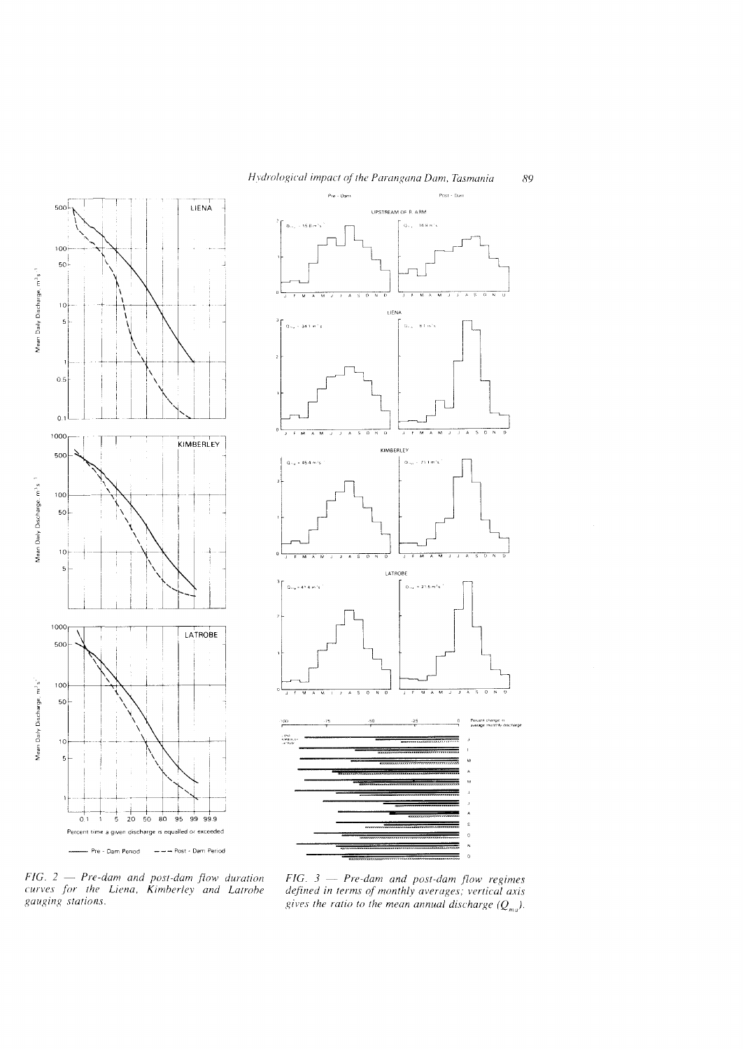FIG. 2 — *Pre-dam and post-dam flow duration curves for the Liena, Kimberley and Latrobe gauging stations.*

FIG. 3 — *Pre-dam and post-dam flow regimes defined in terms of monthly averages; vertical axis gives the ratio to the mean annual discharge ($Q_{ma}$).*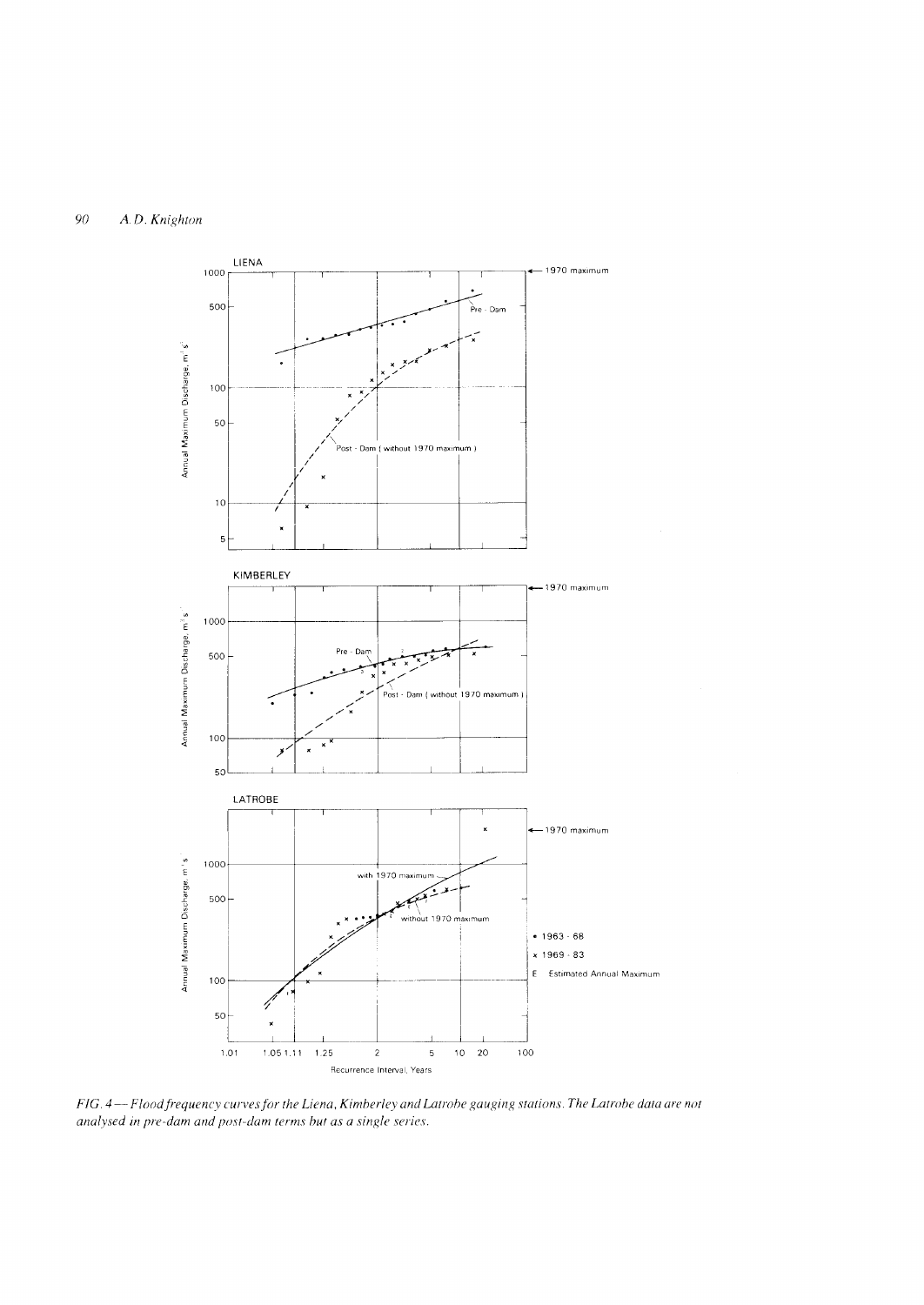*FIG. 4 — Flood frequency curves for the Liena, Kimberley and Latrobe gauging stations. The Latrobe data are not analysed in pre-dam and post-dam terms but as a single series.*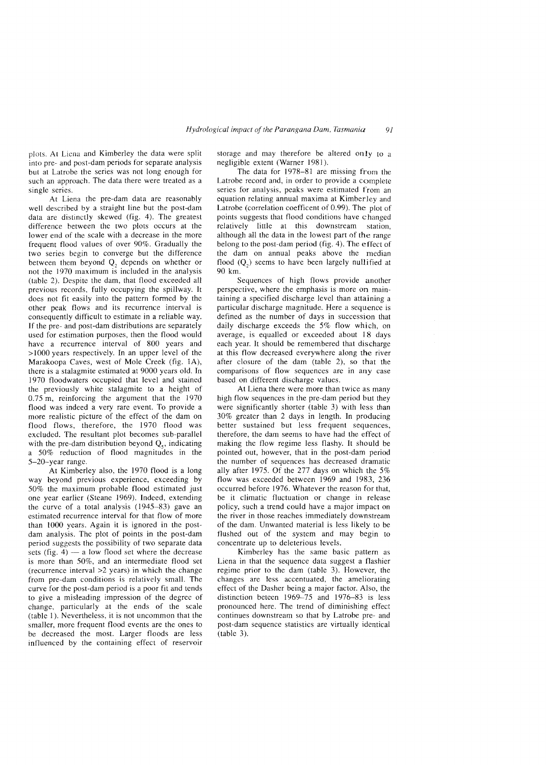plots. At Liena and Kimberley the data were split into pre- and post-dam periods for separate analysis but at Latrobe the series was not long enough for such an approach. The data there were treated as a single series.

At Liena the pre-dam data are reasonably well described by a straight line but the post-dam data are distinctly skewed (fig. 4). The greatest difference between the two plots occurs at the lower end of the scale with a decrease in the more frequent flood values of over 90%. Gradually the two series begin to converge but the difference between them beyond $Q_2$ depends on whether or not the 1970 maximum is included in the analysis (table 2). Despite the dam, that flood exceeded all previous records, fully occupying the spillway. It does not fit easily into the pattern formed by the other peak flows and its recurrence interval is consequently difficult to estimate in a reliable way. If the pre- and post-dam distributions are separately used for estimation purposes, then the flood would have a recurrence interval of 800 years and >1000 years respectively. In an upper level of the Marakoopa Caves, west of Mole Creek (fig. 1A), there is a stalagmite estimated at 9000 years old. In 1970 floodwaters occupied that level and stained the previously white stalagmite to a height of 0.75 m, reinforcing the argument that the 1970 flood was indeed a very rare event. To provide a more realistic picture of the effect of the dam on flood flows, therefore, the 1970 flood was excluded. The resultant plot becomes sub-parallel with the pre-dam distribution beyond $Q_5$, indicating a 50% reduction of flood magnitudes in the 5–20-year range.

At Kimberley also, the 1970 flood is a long way beyond previous experience, exceeding by 50% the maximum probable flood estimated just one year earlier (Steane 1969). Indeed, extending the curve of a total analysis (1945–83) gave an estimated recurrence interval for that flow of more than 1000 years. Again it is ignored in the post-dam analysis. The plot of points in the post-dam period suggests the possibility of two separate data sets (fig. 4) — a low flood set where the decrease is more than 50%, and an intermediate flood set (recurrence interval >2 years) in which the change from pre-dam conditions is relatively small. The curve for the post-dam period is a poor fit and tends to give a misleading impression of the degree of change, particularly at the ends of the scale (table 1). Nevertheless, it is not uncommon that the smaller, more frequent flood events are the ones to be decreased the most. Larger floods are less influenced by the containing effect of reservoir storage and may therefore be altered only to a negligible extent (Warner 1981).

The data for 1978–81 are missing from the Latrobe record and, in order to provide a complete series for analysis, peaks were estimated from an equation relating annual maxima at Kimberley and Latrobe (correlation coefficent of 0.99). The plot of points suggests that flood conditions have changed relatively little at this downstream station, although all the data in the lowest part of the range belong to the post-dam period (fig. 4). The effect of the dam on annual peaks above the median flood ($Q_2$) seems to have been largely nullified at 90 km.

Sequences of high flows provide another perspective, where the emphasis is more on maintaining a specified discharge level than attaining a particular discharge magnitude. Here a sequence is defined as the number of days in succession that daily discharge exceeds the 5% flow which, on average, is equalled or exceeded about 18 days each year. It should be remembered that discharge at this flow decreased everywhere along the river after closure of the dam (table 2), so that the comparisons of flow sequences are in any case based on different discharge values.

At Liena there were more than twice as many high flow sequences in the pre-dam period but they were significantly shorter (table 3) with less than 30% greater than 2 days in length. In producing better sustained but less frequent sequences, therefore, the dam seems to have had the effect of making the flow regime less flashy. It should be pointed out, however, that in the post-dam period the number of sequences has decreased dramatically after 1975. Of the 277 days on which the 5% flow was exceeded between 1969 and 1983, 236 occurred before 1976. Whatever the reason for that, be it climatic fluctuation or change in release policy, such a trend could have a major impact on the river in those reaches immediately downstream of the dam. Unwanted material is less likely to be flushed out of the system and may begin to concentrate up to deleterious levels.

Kimberley has the same basic pattern as Liena in that the sequence data suggest a flashier regime prior to the dam (table 3). However, the changes are less accentuated, the ameliorating effect of the Dasher being a major factor. Also, the distinction beteen 1969–75 and 1976–83 is less pronounced here. The trend of diminishing effect continues downstream so that by Latrobe pre- and post-dam sequence statistics are virtually identical (table 3).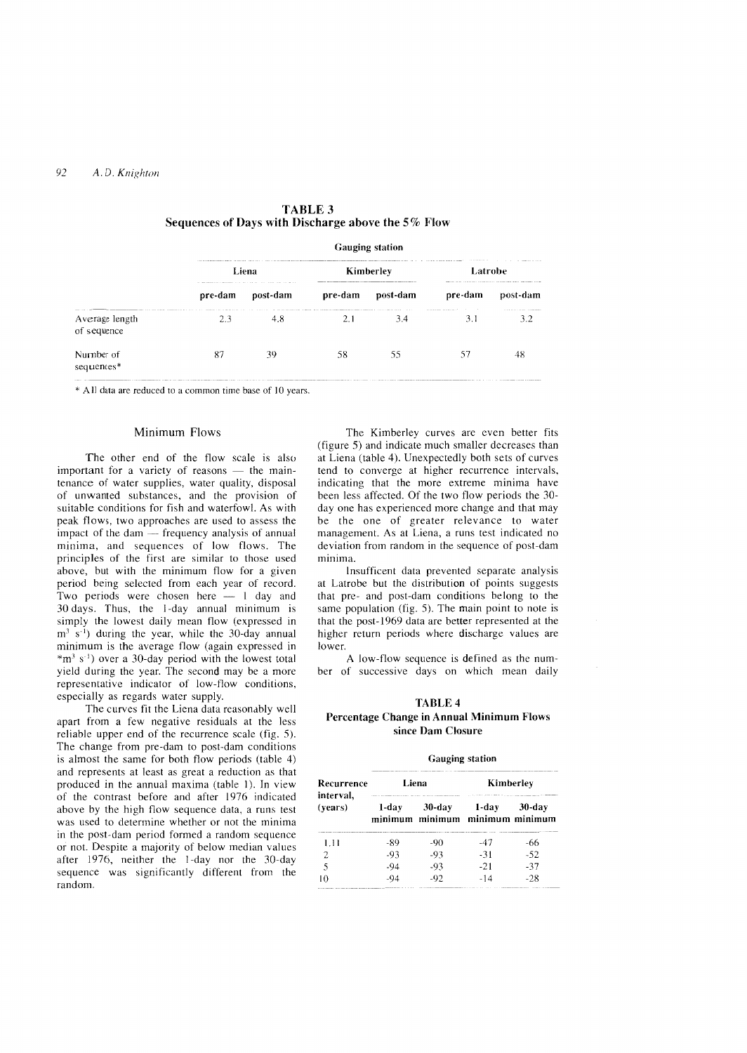**TABLE 3**
**Sequences of Days with Discharge above the 5% Flow**

| | Gauging station | | | | | |
|---|---|---|---|---|---|---|
| | Liena | | Kimberley | | Latrobe | |
| | pre-dam | post-dam | pre-dam | post-dam | pre-dam | post-dam |
| Average length of sequence | 2.3 | 4.8 | 2.1 | 3.4 | 3.1 | 3.2 |
| Number of sequences* | 87 | 39 | 58 | 55 | 57 | 48 |

\* All data are reduced to a common time base of 10 years.

## Minimum Flows

The other end of the flow scale is also important for a variety of reasons — the maintenance of water supplies, water quality, disposal of unwanted substances, and the provision of suitable conditions for fish and waterfowl. As with peak flows, two approaches are used to assess the impact of the dam — frequency analysis of annual minima, and sequences of low flows. The principles of the first are similar to those used above, but with the minimum flow for a given period being selected from each year of record. Two periods were chosen here — 1 day and 30 days. Thus, the 1-day annual minimum is simply the lowest daily mean flow (expressed in $m^3 s^{-1}$) during the year, while the 30-day annual minimum is the average flow (again expressed in $^*m^3 s^{-1}$) over a 30-day period with the lowest total yield during the year. The second may be a more representative indicator of low-flow conditions, especially as regards water supply.

The curves fit the Liena data reasonably well apart from a few negative residuals at the less reliable upper end of the recurrence scale (fig. 5). The change from pre-dam to post-dam conditions is almost the same for both flow periods (table 4) and represents at least as great a reduction as that produced in the annual maxima (table 1). In view of the contrast before and after 1976 indicated above by the high flow sequence data, a runs test was used to determine whether or not the minima in the post-dam period formed a random sequence or not. Despite a majority of below median values after 1976, neither the 1-day nor the 30-day sequence was significantly different from the random.

The Kimberley curves are even better fits (figure 5) and indicate much smaller decreases than at Liena (table 4). Unexpectedly both sets of curves tend to converge at higher recurrence intervals, indicating that the more extreme minima have been less affected. Of the two flow periods the 30-day one has experienced more change and that may be the one of greater relevance to water management. As at Liena, a runs test indicated no deviation from random in the sequence of post-dam minima.

Insufficent data prevented separate analysis at Latrobe but the distribution of points suggests that pre- and post-dam conditions belong to the same population (fig. 5). The main point to note is that the post-1969 data are better represented at the higher return periods where discharge values are lower.

A low-flow sequence is defined as the number of successive days on which mean daily

**TABLE 4**
**Percentage Change in Annual Minimum Flows since Dam Closure**

| | Gauging station | | | |
|---|---|---|---|---|
| Recurrence interval, (years) | Liena | | Kimberley | |
| | 1-day minimum | 30-day minimum | 1-day minimum | 30-day minimum |
| 1.11 | -89 | -90 | -47 | -66 |
| 2 | -93 | -93 | -31 | -52 |
| 5 | -94 | -93 | -21 | -37 |
| 10 | -94 | -92 | -14 | -28 |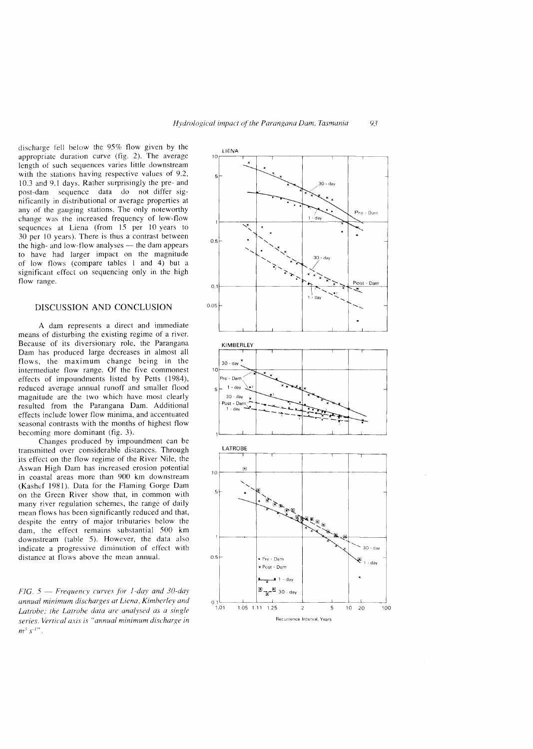discharge fell below the 95% flow given by the appropriate duration curve (fig. 2). The average length of such sequences varies little downstream with the stations having respective values of 9.2, 10.3 and 9.1 days. Rather surprisingly the pre- and post-dam sequence data do not differ significantly in distributional or average properties at any of the gauging stations. The only noteworthy change was the increased frequency of low-flow sequences at Liena (from 15 per 10 years to 30 per 10 years). There is thus a contrast between the high- and low-flow analyses — the dam appears to have had larger impact on the magnitude of low flows (compare tables 1 and 4) but a significant effect on sequencing only in the high flow range.

## DISCUSSION AND CONCLUSION

A dam represents a direct and immediate means of disturbing the existing regime of a river. Because of its diversionary role, the Parangana Dam has produced large decreases in almost all flows, the maximum change being in the intermediate flow range. Of the five commonest effects of impoundments listed by Petts (1984), reduced average annual runoff and smaller flood magnitude are the two which have most clearly resulted from the Parangana Dam. Additional effects include lower flow minima, and accentuated seasonal contrasts with the months of highest flow becoming more dominant (fig. 3).

Changes produced by impoundment can be transmitted over considerable distances. Through its effect on the flow regime of the River Nile, the Aswan High Dam has increased erosion potential in coastal areas more than 900 km downstream (Kashef 1981). Data for the Flaming Gorge Dam on the Green River show that, in common with many river regulation schemes, the range of daily mean flows has been significantly reduced and that, despite the entry of major tributaries below the dam, the effect remains substantial 500 km downstream (table 5). However, the data also indicate a progressive diminution of effect with distance at flows above the mean annual.

*FIG. 5 — Frequency curves for 1-day and 30-day annual minimum discharges at Liena, Kimberley and Latrobe; the Latrobe data are analysed as a single series. Vertical axis is "annual minimum discharge in $m^3 s^{-1}$".*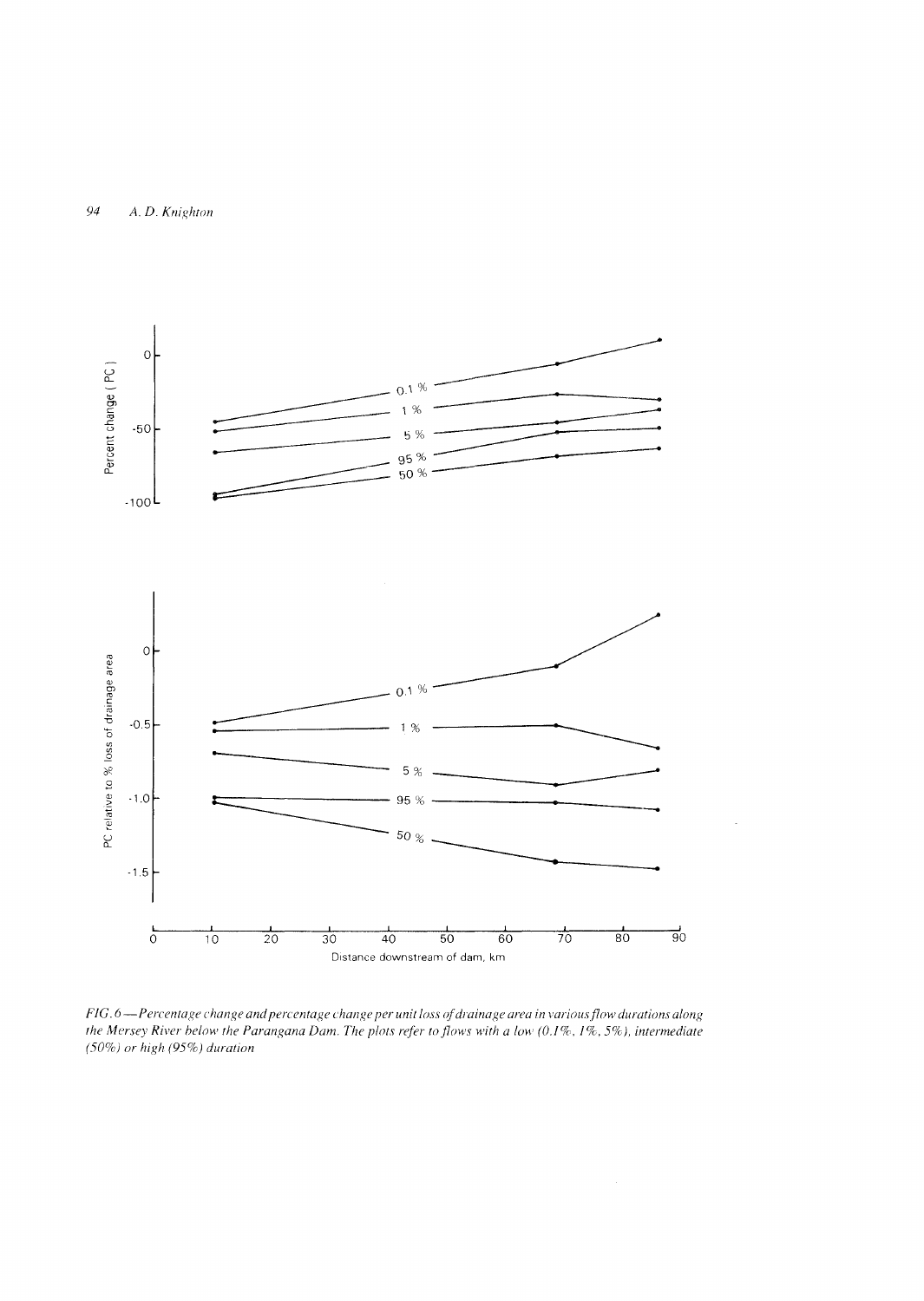*FIG. 6—Percentage change and percentage change per unit loss of drainage area in various flow durations along the Mersey River below the Parangana Dam. The plots refer to flows with a low (0.1%, 1%, 5%), intermediate (50%) or high (95%) duration*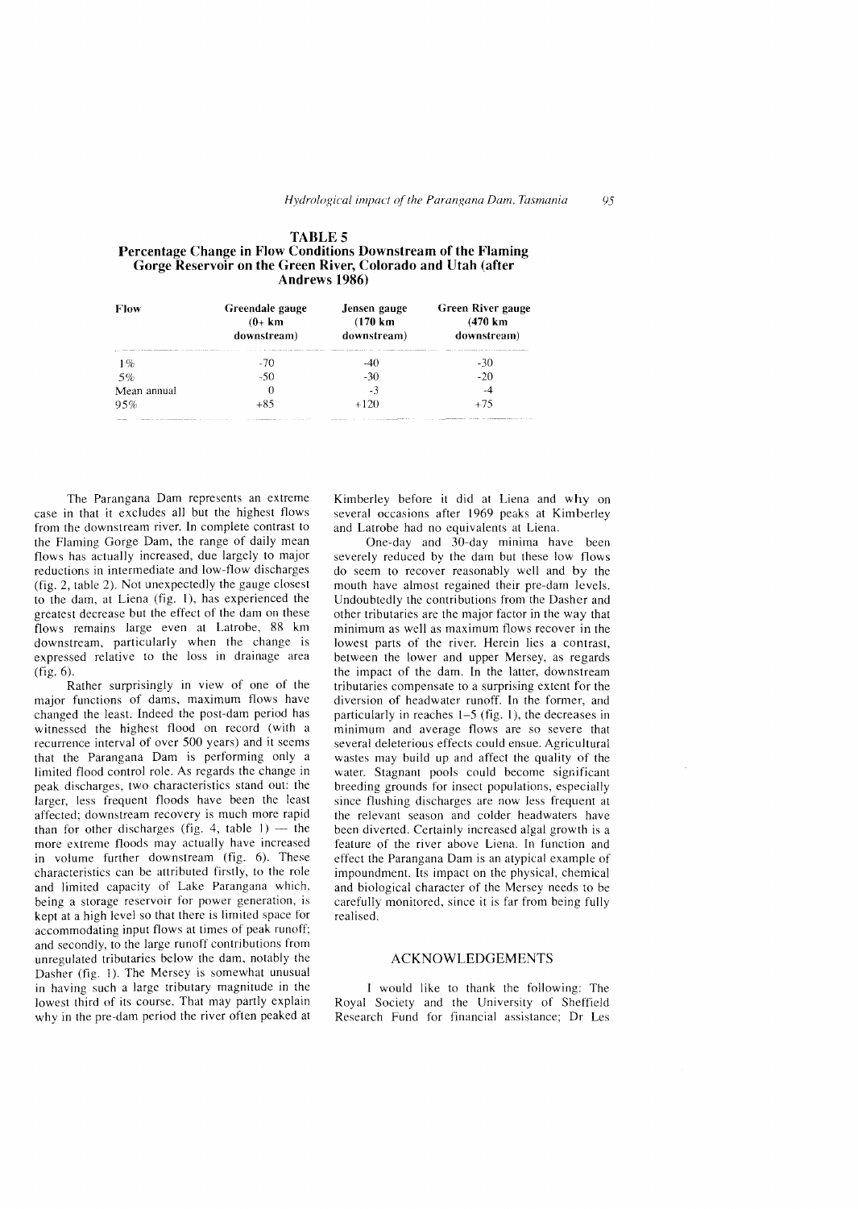**TABLE 5**
**Percentage Change in Flow Conditions Downstream of the Flaming Gorge Reservoir on the Green River, Colorado and Utah (after Andrews 1986)**

| Flow | Greendale gauge (0+ km downstream) | Jensen gauge (170 km downstream) | Green River gauge (470 km downstream) |
|---|---|---|---|
| 1% | -70 | -40 | -30 |
| 5% | -50 | -30 | -20 |
| Mean annual | 0 | -3 | -4 |
| 95% | +85 | +120 | +75 |

The Parangana Dam represents an extreme case in that it excludes all but the highest flows from the downstream river. In complete contrast to the Flaming Gorge Dam, the range of daily mean flows has actually increased, due largely to major reductions in intermediate and low-flow discharges (fig. 2, table 2). Not unexpectedly the gauge closest to the dam, at Liena (fig. 1), has experienced the greatest decrease but the effect of the dam on these flows remains large even at Latrobe, 88 km downstream, particularly when the change is expressed relative to the loss in drainage area (fig. 6).

Rather surprisingly in view of one of the major functions of dams, maximum flows have changed the least. Indeed the post-dam period has witnessed the highest flood on record (with a recurrence interval of over 500 years) and it seems that the Parangana Dam is performing only a limited flood control role. As regards the change in peak discharges, two characteristics stand out: the larger, less frequent floods have been the least affected; downstream recovery is much more rapid than for other discharges (fig. 4, table 1) — the more extreme floods may actually have increased in volume further downstream (fig. 6). These characteristics can be attributed firstly, to the role and limited capacity of Lake Parangana which, being a storage reservoir for power generation, is kept at a high level so that there is limited space for accommodating input flows at times of peak runoff; and secondly, to the large runoff contributions from unregulated tributaries below the dam, notably the Dasher (fig. 1). The Mersey is somewhat unusual in having such a large tributary magnitude in the lowest third of its course. That may partly explain why in the pre-dam period the river often peaked at Kimberley before it did at Liena and why on several occasions after 1969 peaks at Kimberley and Latrobe had no equivalents at Liena.

One-day and 30-day minima have been severely reduced by the dam but these low flows do seem to recover reasonably well and by the mouth have almost regained their pre-dam levels. Undoubtedly the contributions from the Dasher and other tributaries are the major factor in the way that minimum as well as maximum flows recover in the lowest parts of the river. Herein lies a contrast, between the lower and upper Mersey, as regards the impact of the dam. In the latter, downstream tributaries compensate to a surprising extent for the diversion of headwater runoff. In the former, and particularly in reaches 1–5 (fig. 1), the decreases in minimum and average flows are so severe that several deleterious effects could ensue. Agricultural wastes may build up and affect the quality of the water. Stagnant pools could become significant breeding grounds for insect populations, especially since flushing discharges are now less frequent at the relevant season and colder headwaters have been diverted. Certainly increased algal growth is a feature of the river above Liena. In function and effect the Parangana Dam is an atypical example of impoundment. Its impact on the physical, chemical and biological character of the Mersey needs to be carefully monitored, since it is far from being fully realised.

## ACKNOWLEDGEMENTS

I would like to thank the following: The Royal Society and the University of Sheffield Research Fund for financial assistance; Dr Les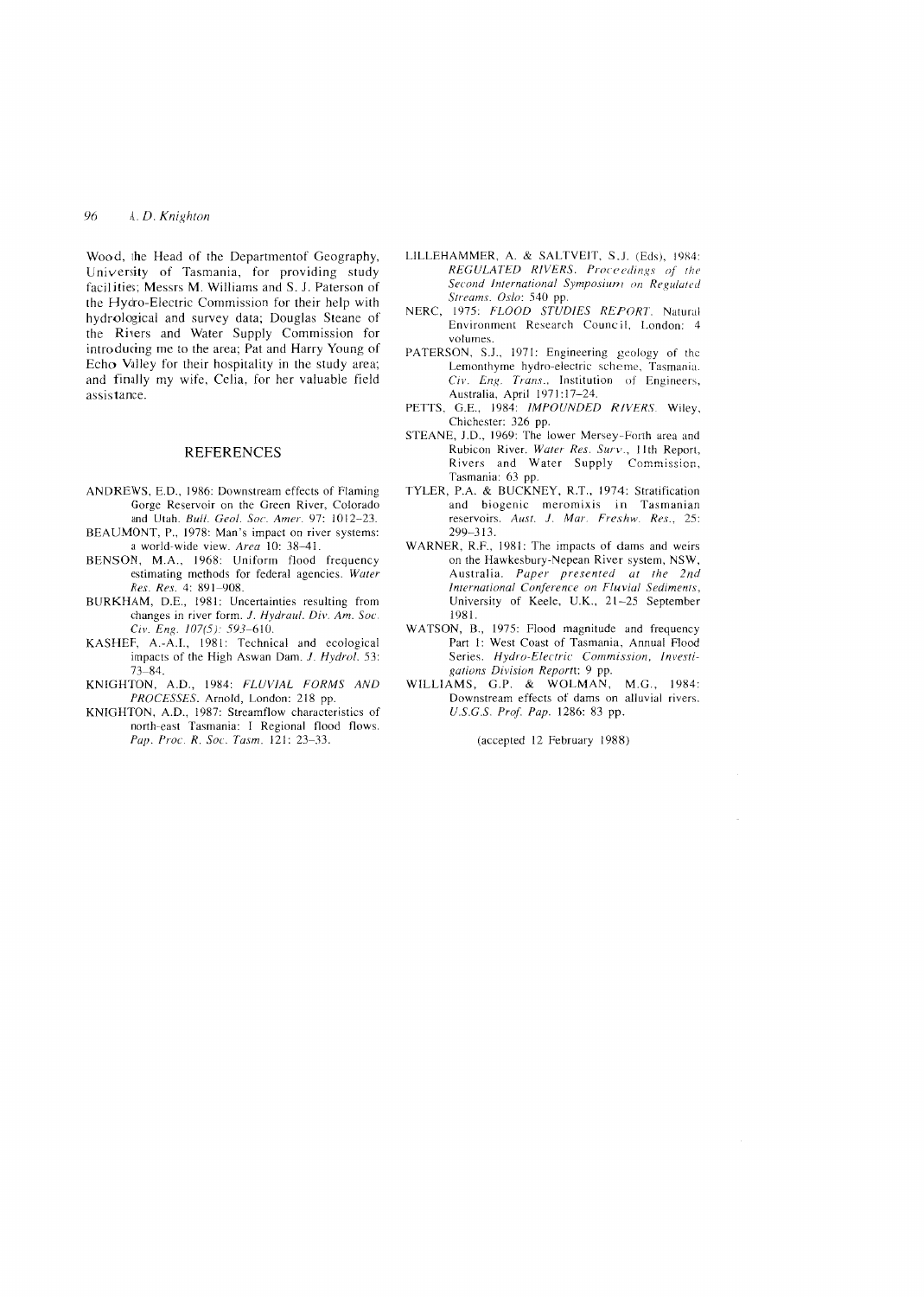Wood, the Head of the Departmentof Geography, University of Tasmania, for providing study facilities; Messrs M. Williams and S. J. Paterson of the Hydro-Electric Commission for their help with hydrological and survey data; Douglas Steane of the Rivers and Water Supply Commission for introducing me to the area; Pat and Harry Young of Echo Valley for their hospitality in the study area; and finally my wife, Celia, for her valuable field assistance.

## REFERENCES

ANDREWS, E.D., 1986: Downstream effects of Flaming Gorge Reservoir on the Green River, Colorado and Utah. *Bull. Geol. Soc. Amer.* 97: 1012–23.

BEAUMONT, P., 1978: Man's impact on river systems: a world-wide view. *Area* 10: 38–41.

BENSON, M.A., 1968: Uniform flood frequency estimating methods for federal agencies. *Water Res. Res.* 4: 891–908.

BURKHAM, D.E., 1981: Uncertainties resulting from changes in river form. *J. Hydraul. Div. Am. Soc. Civ. Eng. 107(5)*: 593–610.

KASHEF, A.-A.I., 1981: Technical and ecological impacts of the High Aswan Dam. *J. Hydrol.* 53: 73–84.

KNIGHTON, A.D., 1984: *FLUVIAL FORMS AND PROCESSES*. Arnold, London: 218 pp.

KNIGHTON, A.D., 1987: Streamflow characteristics of north-east Tasmania: I Regional flood flows. *Pap. Proc. R. Soc. Tasm.* 121: 23–33.

LILLEHAMMER, A. & SALTVEIT, S.J. (Eds), 1984: *REGULATED RIVERS. Proceedings of the Second International Symposium on Regulated Streams. Oslo*: 540 pp.

NERC, 1975: *FLOOD STUDIES REPORT*. Natural Environment Research Council, London: 4 volumes.

PATERSON, S.J., 1971: Engineering geology of the Lemonthyme hydro-electric scheme, Tasmania. *Civ. Eng. Trans.*, Institution of Engineers, Australia, April 1971:17–24.

PETTS, G.E., 1984: *IMPOUNDED RIVERS*. Wiley, Chichester: 326 pp.

STEANE, J.D., 1969: The lower Mersey-Forth area and Rubicon River. *Water Res. Surv.*, 11th Report, Rivers and Water Supply Commission, Tasmania: 63 pp.

TYLER, P.A. & BUCKNEY, R.T., 1974: Stratification and biogenic meromixis in Tasmanian reservoirs. *Aust. J. Mar. Freshw. Res.*, 25: 299–313.

WARNER, R.F., 1981: The impacts of dams and weirs on the Hawkesbury-Nepean River system, NSW, Australia. *Paper presented at the 2nd International Conference on Fluvial Sediments*, University of Keele, U.K., 21–25 September 1981.

WATSON, B., 1975: Flood magnitude and frequency Part 1: West Coast of Tasmania, Annual Flood Series. *Hydro-Electric Commission, Investigations Division Reportt*: 9 pp.

WILLIAMS, G.P. & WOLMAN, M.G., 1984: Downstream effects of dams on alluvial rivers. *U.S.G.S. Prof. Pap.* 1286: 83 pp.

(accepted 12 February 1988)